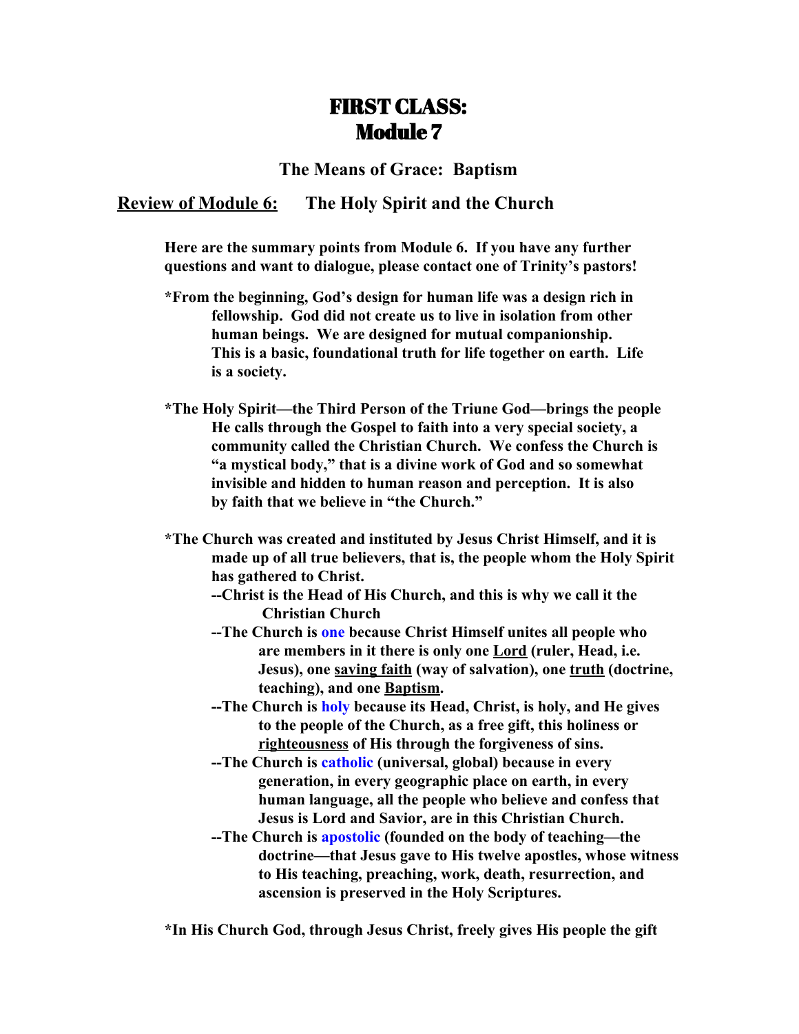# FIRST CLASS:
# Module 7

## The Means of Grace: Baptism

## Review of Module 6: The Holy Spirit and the Church

**Here are the summary points from Module 6. If you have any further questions and want to dialogue, please contact one of Trinity's pastors!**

**\*From the beginning, God's design for human life was a design rich in fellowship. God did not create us to live in isolation from other human beings. We are designed for mutual companionship. This is a basic, foundational truth for life together on earth. Life is a society.**

**\*The Holy Spirit—the Third Person of the Triune God—brings the people He calls through the Gospel to faith into a very special society, a community called the Christian Church. We confess the Church is "a mystical body," that is a divine work of God and so somewhat invisible and hidden to human reason and perception. It is also by faith that we believe in "the Church."**

**\*The Church was created and instituted by Jesus Christ Himself, and it is made up of all true believers, that is, the people whom the Holy Spirit has gathered to Christ.**

- **--Christ is the Head of His Church, and this is why we call it the Christian Church**
- **--The Church is one because Christ Himself unites all people who are members in it there is only one <u>Lord</u> (ruler, Head, i.e. Jesus), one <u>saving faith</u> (way of salvation), one <u>truth</u> (doctrine, teaching), and one <u>Baptism</u>.**
- **--The Church is holy because its Head, Christ, is holy, and He gives to the people of the Church, as a free gift, this holiness or <u>righteousness</u> of His through the forgiveness of sins.**
- **--The Church is catholic (universal, global) because in every generation, in every geographic place on earth, in every human language, all the people who believe and confess that Jesus is Lord and Savior, are in this Christian Church.**
- **--The Church is apostolic (founded on the body of teaching—the doctrine—that Jesus gave to His twelve apostles, whose witness to His teaching, preaching, work, death, resurrection, and ascension is preserved in the Holy Scriptures.**

**\*In His Church God, through Jesus Christ, freely gives His people the gift**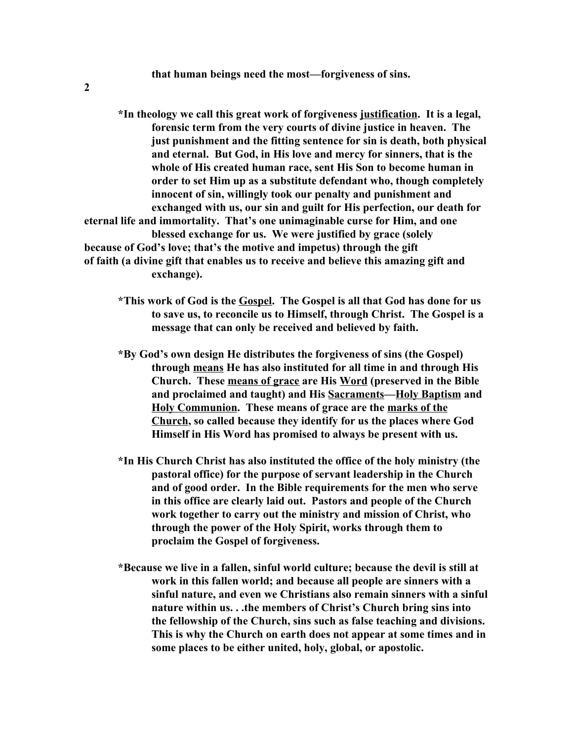**that human beings need the most—forgiveness of sins.**

**\*In theology we call this great work of forgiveness <u>justification</u>. It is a legal, forensic term from the very courts of divine justice in heaven. The just punishment and the fitting sentence for sin is death, both physical and eternal. But God, in His love and mercy for sinners, that is the whole of His created human race, sent His Son to become human in order to set Him up as a substitute defendant who, though completely innocent of sin, willingly took our penalty and punishment and exchanged with us, our sin and guilt for His perfection, our death for eternal life and immortality. That's one unimaginable curse for Him, and one blessed exchange for us. We were justified by grace (solely because of God's love; that's the motive and impetus) through the gift of faith (a divine gift that enables us to receive and believe this amazing gift and exchange).**

**\*This work of God is the <u>Gospel</u>. The Gospel is all that God has done for us to save us, to reconcile us to Himself, through Christ. The Gospel is a message that can only be received and believed by faith.**

**\*By God's own design He distributes the forgiveness of sins (the Gospel) through <u>means</u> He has also instituted for all time in and through His Church. These <u>means of grace</u> are His <u>Word</u> (preserved in the Bible and proclaimed and taught) and His <u>Sacraments</u>—<u>Holy Baptism</u> and <u>Holy Communion</u>. These means of grace are the <u>marks of the Church</u>, so called because they identify for us the places where God Himself in His Word has promised to always be present with us.**

**\*In His Church Christ has also instituted the office of the holy ministry (the pastoral office) for the purpose of servant leadership in the Church and of good order. In the Bible requirements for the men who serve in this office are clearly laid out. Pastors and people of the Church work together to carry out the ministry and mission of Christ, who through the power of the Holy Spirit, works through them to proclaim the Gospel of forgiveness.**

**\*Because we live in a fallen, sinful world culture; because the devil is still at work in this fallen world; and because all people are sinners with a sinful nature, and even we Christians also remain sinners with a sinful nature within us. . .the members of Christ's Church bring sins into the fellowship of the Church, sins such as false teaching and divisions. This is why the Church on earth does not appear at some times and in some places to be either united, holy, global, or apostolic.**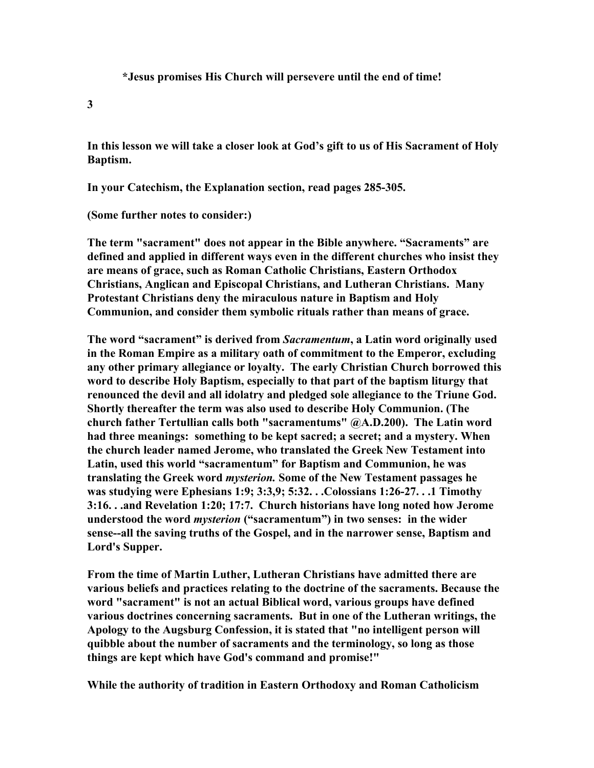**\*Jesus promises His Church will persevere until the end of time!**

**3**

**In this lesson we will take a closer look at God's gift to us of His Sacrament of Holy Baptism.**

**In your Catechism, the Explanation section, read pages 285-305.**

**(Some further notes to consider:)**

**The term "sacrament" does not appear in the Bible anywhere. "Sacraments" are defined and applied in different ways even in the different churches who insist they are means of grace, such as Roman Catholic Christians, Eastern Orthodox Christians, Anglican and Episcopal Christians, and Lutheran Christians. Many Protestant Christians deny the miraculous nature in Baptism and Holy Communion, and consider them symbolic rituals rather than means of grace.**

**The word "sacrament" is derived from *Sacramentum*, a Latin word originally used in the Roman Empire as a military oath of commitment to the Emperor, excluding any other primary allegiance or loyalty. The early Christian Church borrowed this word to describe Holy Baptism, especially to that part of the baptism liturgy that renounced the devil and all idolatry and pledged sole allegiance to the Triune God. Shortly thereafter the term was also used to describe Holy Communion. (The church father Tertullian calls both "sacramentums" @A.D.200). The Latin word had three meanings: something to be kept sacred; a secret; and a mystery. When the church leader named Jerome, who translated the Greek New Testament into Latin, used this world "sacramentum" for Baptism and Communion, he was translating the Greek word *mysterion.* Some of the New Testament passages he was studying were Ephesians 1:9; 3:3,9; 5:32. . .Colossians 1:26-27. . .1 Timothy 3:16. . .and Revelation 1:20; 17:7. Church historians have long noted how Jerome understood the word *mysterion* ("sacramentum") in two senses: in the wider sense--all the saving truths of the Gospel, and in the narrower sense, Baptism and Lord's Supper.**

**From the time of Martin Luther, Lutheran Christians have admitted there are various beliefs and practices relating to the doctrine of the sacraments. Because the word "sacrament" is not an actual Biblical word, various groups have defined various doctrines concerning sacraments. But in one of the Lutheran writings, the Apology to the Augsburg Confession, it is stated that "no intelligent person will quibble about the number of sacraments and the terminology, so long as those things are kept which have God's command and promise!"**

**While the authority of tradition in Eastern Orthodoxy and Roman Catholicism**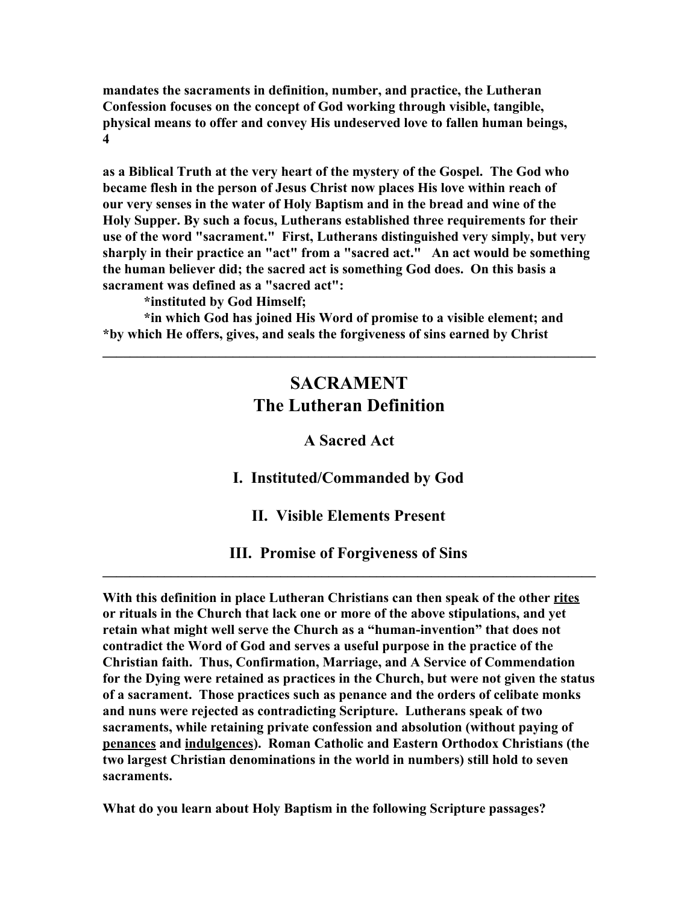mandates the sacraments in definition, number, and practice, the Lutheran Confession focuses on the concept of God working through visible, tangible, physical means to offer and convey His undeserved love to fallen human beings, as a Biblical Truth at the very heart of the mystery of the Gospel. The God who became flesh in the person of Jesus Christ now places His love within reach of our very senses in the water of Holy Baptism and in the bread and wine of the Holy Supper. By such a focus, Lutherans established three requirements for their use of the word "sacrament." First, Lutherans distinguished very simply, but very sharply in their practice an "act" from a "sacred act." An act would be something the human believer did; the sacred act is something God does. On this basis a sacrament was defined as a "sacred act":

*instituted by God Himself;

*in which God has joined His Word of promise to a visible element; and

*by which He offers, gives, and seals the forgiveness of sins earned by Christ

---

## SACRAMENT
## The Lutheran Definition

### A Sacred Act

### I. Instituted/Commanded by God

### II. Visible Elements Present

### III. Promise of Forgiveness of Sins

---

With this definition in place Lutheran Christians can then speak of the other rites or rituals in the Church that lack one or more of the above stipulations, and yet retain what might well serve the Church as a "human-invention" that does not contradict the Word of God and serves a useful purpose in the practice of the Christian faith. Thus, Confirmation, Marriage, and A Service of Commendation for the Dying were retained as practices in the Church, but were not given the status of a sacrament. Those practices such as penance and the orders of celibate monks and nuns were rejected as contradicting Scripture. Lutherans speak of two sacraments, while retaining private confession and absolution (without paying of penances and indulgences). Roman Catholic and Eastern Orthodox Christians (the two largest Christian denominations in the world in numbers) still hold to seven sacraments.

What do you learn about Holy Baptism in the following Scripture passages?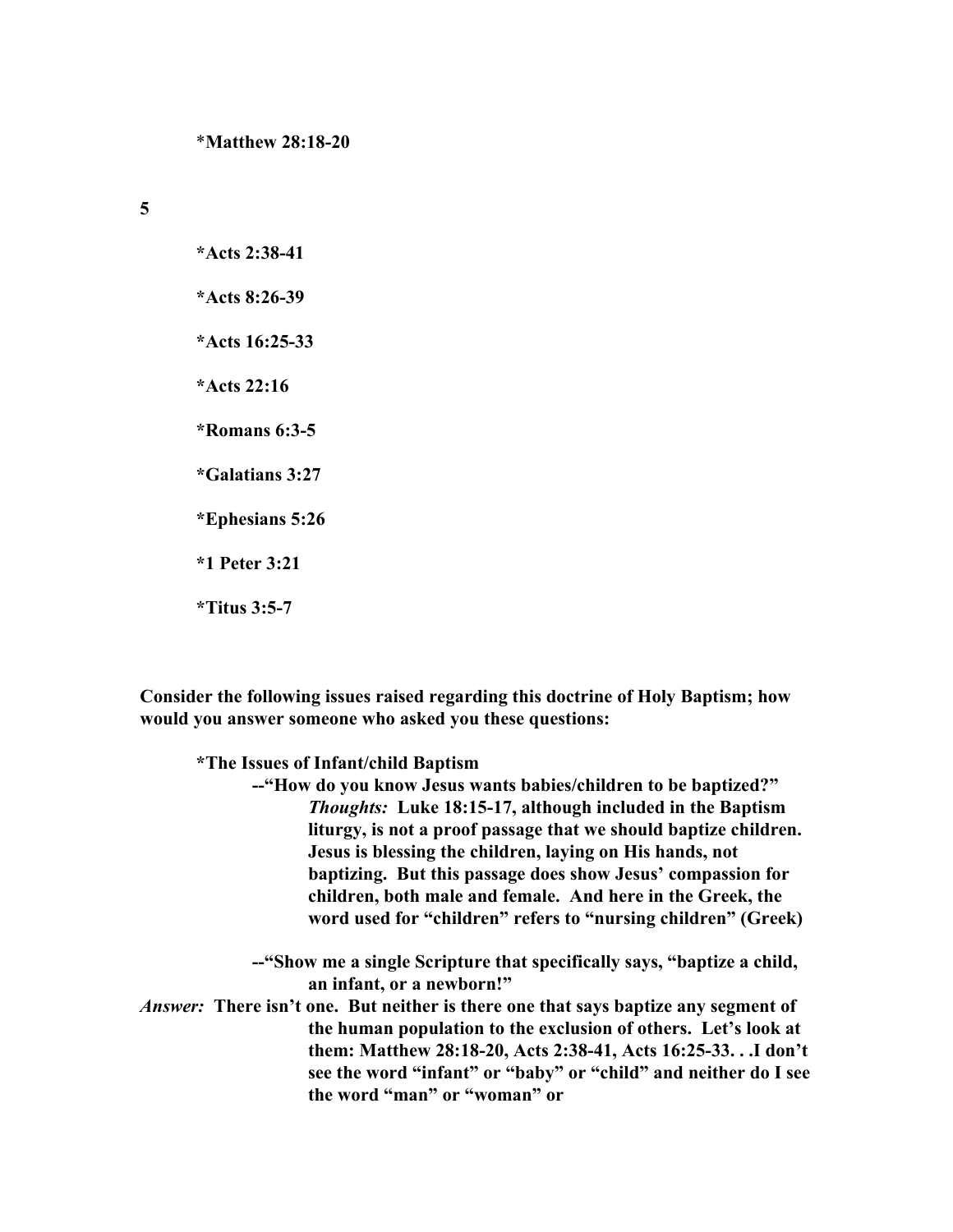*Matthew 28:18-20

*Acts 2:38-41

*Acts 8:26-39

*Acts 16:25-33

*Acts 22:16

*Romans 6:3-5

*Galatians 3:27

*Ephesians 5:26

*1 Peter 3:21

*Titus 3:5-7

**Consider the following issues raised regarding this doctrine of Holy Baptism; how would you answer someone who asked you these questions:**

**\*The Issues of Infant/child Baptism**

**--"How do you know Jesus wants babies/children to be baptized?"**

***Thoughts:*** **Luke 18:15-17, although included in the Baptism liturgy, is not a proof passage that we should baptize children. Jesus is blessing the children, laying on His hands, not baptizing. But this passage does show Jesus' compassion for children, both male and female. And here in the Greek, the word used for "children" refers to "nursing children" (Greek)**

**--"Show me a single Scripture that specifically says, "baptize a child, an infant, or a newborn!"**

***Answer:*** **There isn't one. But neither is there one that says baptize any segment of the human population to the exclusion of others. Let's look at them: Matthew 28:18-20, Acts 2:38-41, Acts 16:25-33. . .I don't see the word "infant" or "baby" or "child" and neither do I see the word "man" or "woman" or**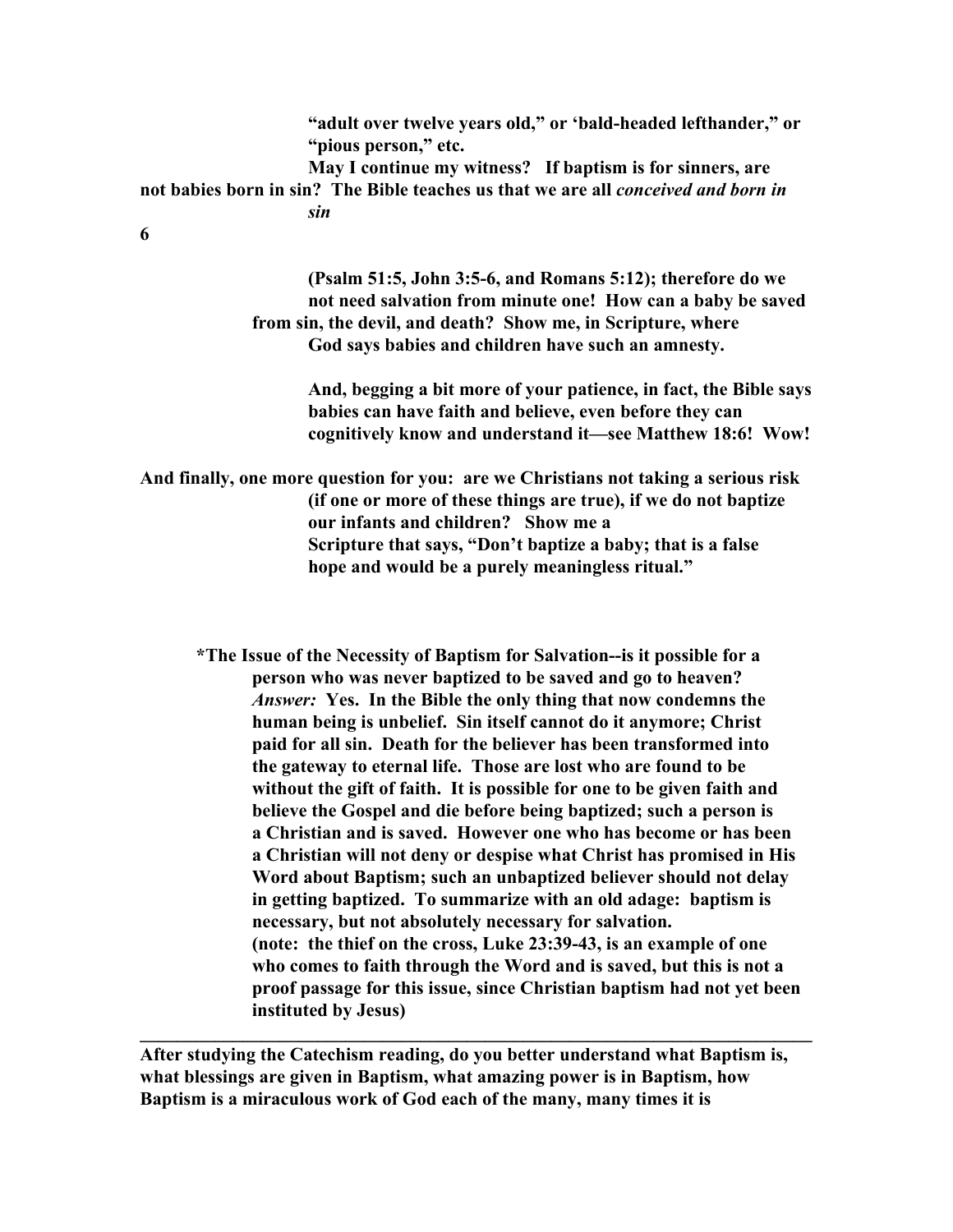**"adult over twelve years old," or 'bald-headed lefthander," or "pious person," etc.**

**May I continue my witness? If baptism is for sinners, are not babies born in sin? The Bible teaches us that we are all *conceived and born in sin***

**(Psalm 51:5, John 3:5-6, and Romans 5:12); therefore do we not need salvation from minute one! How can a baby be saved from sin, the devil, and death? Show me, in Scripture, where God says babies and children have such an amnesty.**

**And, begging a bit more of your patience, in fact, the Bible says babies can have faith and believe, even before they can cognitively know and understand it—see Matthew 18:6! Wow!**

**And finally, one more question for you: are we Christians not taking a serious risk (if one or more of these things are true), if we do not baptize our infants and children? Show me a Scripture that says, "Don't baptize a baby; that is a false hope and would be a purely meaningless ritual."**

**\*The Issue of the Necessity of Baptism for Salvation--is it possible for a person who was never baptized to be saved and go to heaven?**
***Answer:*** **Yes. In the Bible the only thing that now condemns the human being is unbelief. Sin itself cannot do it anymore; Christ paid for all sin. Death for the believer has been transformed into the gateway to eternal life. Those are lost who are found to be without the gift of faith. It is possible for one to be given faith and believe the Gospel and die before being baptized; such a person is a Christian and is saved. However one who has become or has been a Christian will not deny or despise what Christ has promised in His Word about Baptism; such an unbaptized believer should not delay in getting baptized. To summarize with an old adage: baptism is necessary, but not absolutely necessary for salvation.**
**(note: the thief on the cross, Luke 23:39-43, is an example of one who comes to faith through the Word and is saved, but this is not a proof passage for this issue, since Christian baptism had not yet been instituted by Jesus)**

---

**After studying the Catechism reading, do you better understand what Baptism is, what blessings are given in Baptism, what amazing power is in Baptism, how Baptism is a miraculous work of God each of the many, many times it is**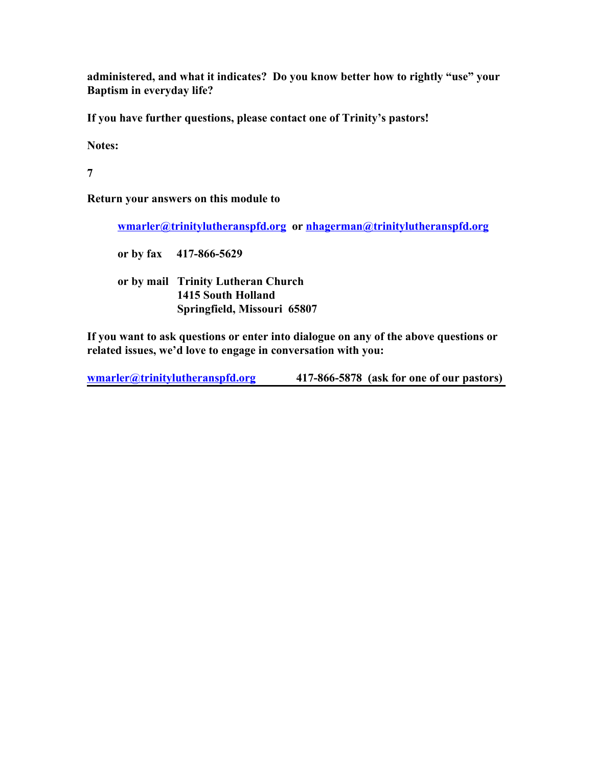**administered, and what it indicates? Do you know better how to rightly "use" your Baptism in everyday life?**

**If you have further questions, please contact one of Trinity's pastors!**

**Notes:**

**Return your answers on this module to**

**wmarler@trinitylutheranspfd.org or nhagerman@trinitylutheranspfd.org**

**or by fax 417-866-5629**

**or by mail Trinity Lutheran Church**
**1415 South Holland**
**Springfield, Missouri 65807**

**If you want to ask questions or enter into dialogue on any of the above questions or related issues, we'd love to engage in conversation with you:**

**wmarler@trinitylutheranspfd.org 417-866-5878 (ask for one of our pastors)**